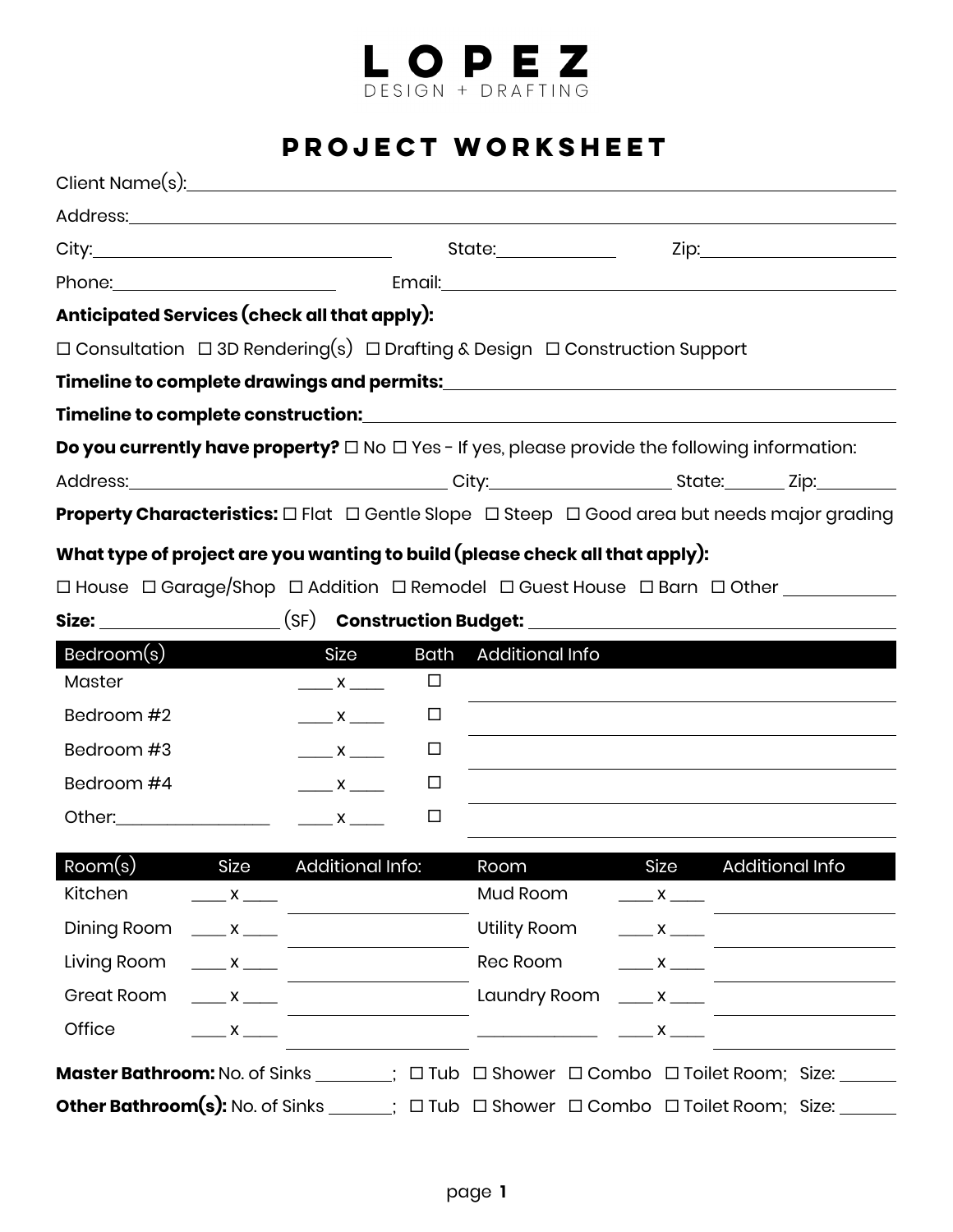# LOPEZ
DESIGN + DRAFTING

## PROJECT WORKSHEET

Client Name(s):______________________________________________

Address:______________________________________________

City:______________________ State:____________ Zip:________________

Phone:____________________ Email:______________________________

**Anticipated Services (check all that apply):**

☐ Consultation ☐ 3D Rendering(s) ☐ Drafting & Design ☐ Construction Support

**Timeline to complete drawings and permits:**______________________________

**Timeline to complete construction:**______________________________

**Do you currently have property?** ☐ No ☐ Yes - If yes, please provide the following information:

Address:______________________ City:________________ State:_______ Zip:_________

**Property Characteristics:** ☐ Flat ☐ Gentle Slope ☐ Steep ☐ Good area but needs major grading

**What type of project are you wanting to build (please check all that apply):**

☐ House ☐ Garage/Shop ☐ Addition ☐ Remodel ☐ Guest House ☐ Barn ☐ Other __________

**Size:** ________________ (SF) **Construction Budget:** ______________________________

| Bedroom(s) | Size | Bath | Additional Info |
|---|---|---|---|
| Master | ____ x ____ | ☐ | |
| Bedroom #2 | ____ x ____ | ☐ | |
| Bedroom #3 | ____ x ____ | ☐ | |
| Bedroom #4 | ____ x ____ | ☐ | |
| Other:______________ | ____ x ____ | ☐ | |

| Room(s) | Size | Additional Info: | Room | Size | Additional Info |
|---|---|---|---|---|---|
| Kitchen | ____ x ____ | | Mud Room | ____ x ____ | |
| Dining Room | ____ x ____ | | Utility Room | ____ x ____ | |
| Living Room | ____ x ____ | | Rec Room | ____ x ____ | |
| Great Room | ____ x ____ | | Laundry Room | ____ x ____ | |
| Office | ____ x ____ | | ____________ | ____ x ____ | |

**Master Bathroom:** No. of Sinks ________; ☐ Tub ☐ Shower ☐ Combo ☐ Toilet Room; Size: ______

**Other Bathroom(s):** No. of Sinks _______; ☐ Tub ☐ Shower ☐ Combo ☐ Toilet Room; Size: ______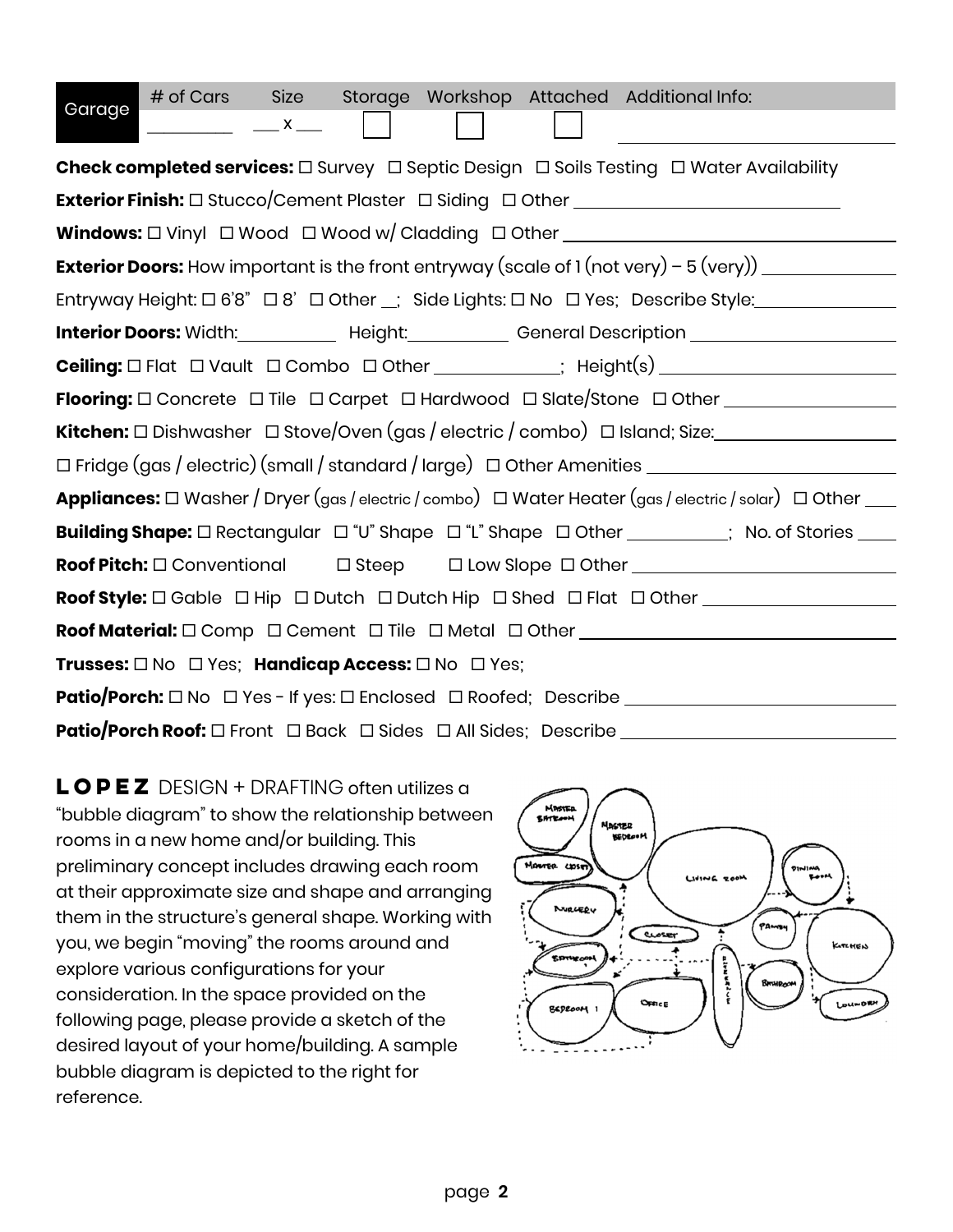| Garage | # of Cars | Size | Storage | Workshop | Attached | Additional Info: |
|---|---|---|---|---|---|---|
| | ________ | ___ x ___ | ☐ | ☐ | ☐ | ____________ |

**Check completed services:** ☐ Survey ☐ Septic Design ☐ Soils Testing ☐ Water Availability

**Exterior Finish:** ☐ Stucco/Cement Plaster ☐ Siding ☐ Other ______________________

**Windows:** ☐ Vinyl ☐ Wood ☐ Wood w/ Cladding ☐ Other ______________________

**Exterior Doors:** How important is the front entryway (scale of 1 (not very) – 5 (very)) __________

Entryway Height: ☐ 6'8" ☐ 8' ☐ Other __; Side Lights: ☐ No ☐ Yes; Describe Style: __________

**Interior Doors:** Width: ________ Height: ________ General Description ______________

**Ceiling:** ☐ Flat ☐ Vault ☐ Combo ☐ Other __________; Height(s) ______________

**Flooring:** ☐ Concrete ☐ Tile ☐ Carpet ☐ Hardwood ☐ Slate/Stone ☐ Other ____________

**Kitchen:** ☐ Dishwasher ☐ Stove/Oven (gas / electric / combo) ☐ Island; Size: ____________

☐ Fridge (gas / electric) (small / standard / large) ☐ Other Amenities ______________

**Appliances:** ☐ Washer / Dryer (gas / electric / combo) ☐ Water Heater (gas / electric / solar) ☐ Other ___

**Building Shape:** ☐ Rectangular ☐ "U" Shape ☐ "L" Shape ☐ Other ________; No. of Stories ___

**Roof Pitch:** ☐ Conventional ☐ Steep ☐ Low Slope ☐ Other ______________

**Roof Style:** ☐ Gable ☐ Hip ☐ Dutch ☐ Dutch Hip ☐ Shed ☐ Flat ☐ Other ____________

**Roof Material:** ☐ Comp ☐ Cement ☐ Tile ☐ Metal ☐ Other ______________

**Trusses:** ☐ No ☐ Yes; **Handicap Access:** ☐ No ☐ Yes;

**Patio/Porch:** ☐ No ☐ Yes - If yes: ☐ Enclosed ☐ Roofed; Describe ______________

**Patio/Porch Roof:** ☐ Front ☐ Back ☐ Sides ☐ All Sides; Describe ______________

**LOPEZ** DESIGN + DRAFTING often utilizes a "bubble diagram" to show the relationship between rooms in a new home and/or building. This preliminary concept includes drawing each room at their approximate size and shape and arranging them in the structure's general shape. Working with you, we begin "moving" the rooms around and explore various configurations for your consideration. In the space provided on the following page, please provide a sketch of the desired layout of your home/building. A sample bubble diagram is depicted to the right for reference.

MASTER BATHROOM
MASTER BEDROOM
MASTER CLOSET
LIVING ROOM
DINING ROOM
NURSERY
CLOSET
PANTRY
KITCHEN
BATHROOM
ENTRANCE
BATHROOM
BEDROOM 1
OFFICE
LAUNDRY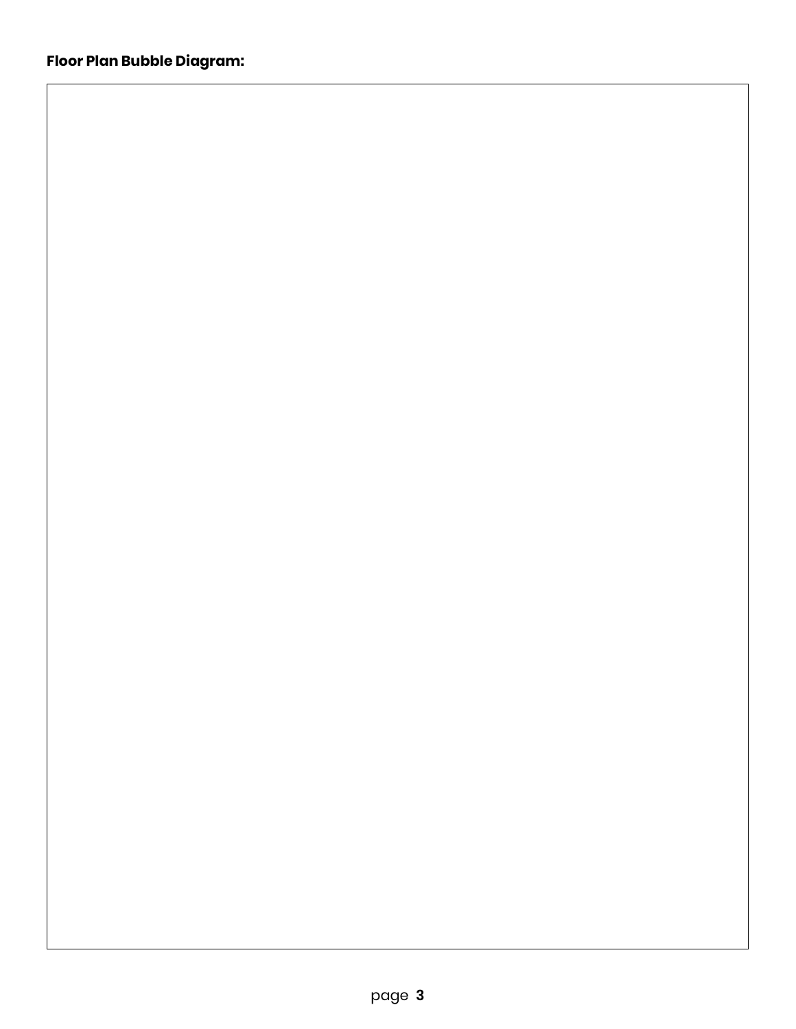**Floor Plan Bubble Diagram:**